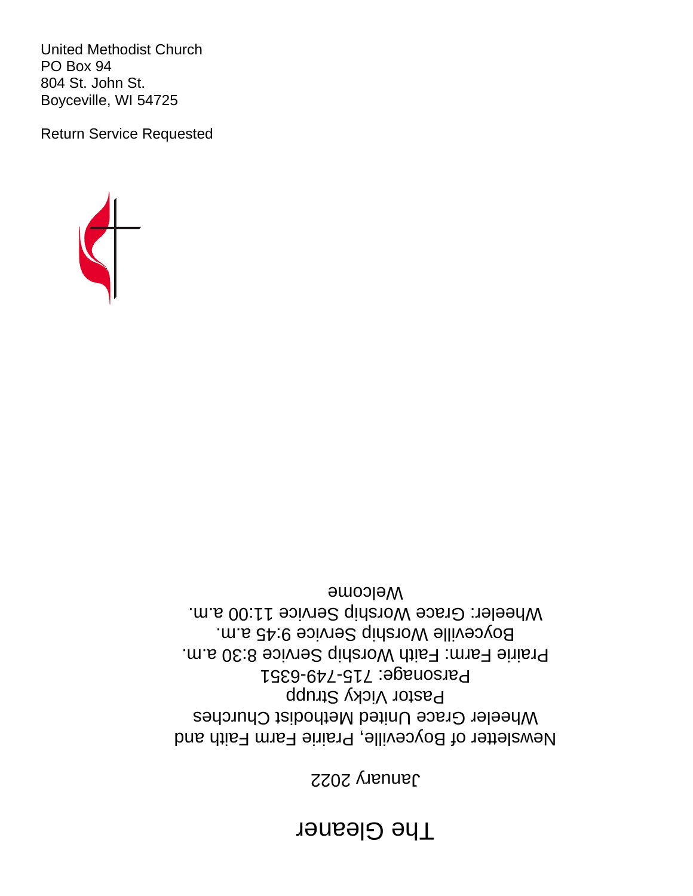United Methodist Church
PO Box 94
804 St. John St.
Boyceville, WI 54725

Return Service Requested

# The Gleaner

January 2022

Newsletter of Boyceville, Prairie Farm Faith and Wheeler Grace United Methodist Churches

Pastor Vicky Strupp

Parsonage: 715-749-6351

Prairie Farm: Faith Worship Service 8:30 a.m.

Boyceville Worship Service 9:45 a.m.

Wheeler: Grace Worship Service 11:00 a.m.

Welcome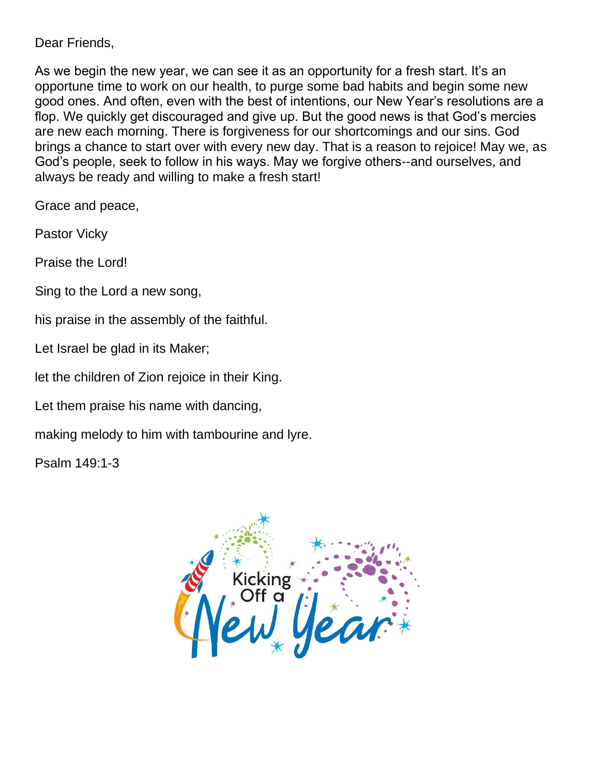Dear Friends,

As we begin the new year, we can see it as an opportunity for a fresh start. It's an opportune time to work on our health, to purge some bad habits and begin some new good ones. And often, even with the best of intentions, our New Year's resolutions are a flop. We quickly get discouraged and give up. But the good news is that God's mercies are new each morning. There is forgiveness for our shortcomings and our sins. God brings a chance to start over with every new day. That is a reason to rejoice! May we, as God's people, seek to follow in his ways. May we forgive others--and ourselves, and always be ready and willing to make a fresh start!

Grace and peace,

Pastor Vicky

Praise the Lord!

Sing to the Lord a new song,

his praise in the assembly of the faithful.

Let Israel be glad in its Maker;

let the children of Zion rejoice in their King.

Let them praise his name with dancing,

making melody to him with tambourine and lyre.

Psalm 149:1-3

Kicking Off a New Year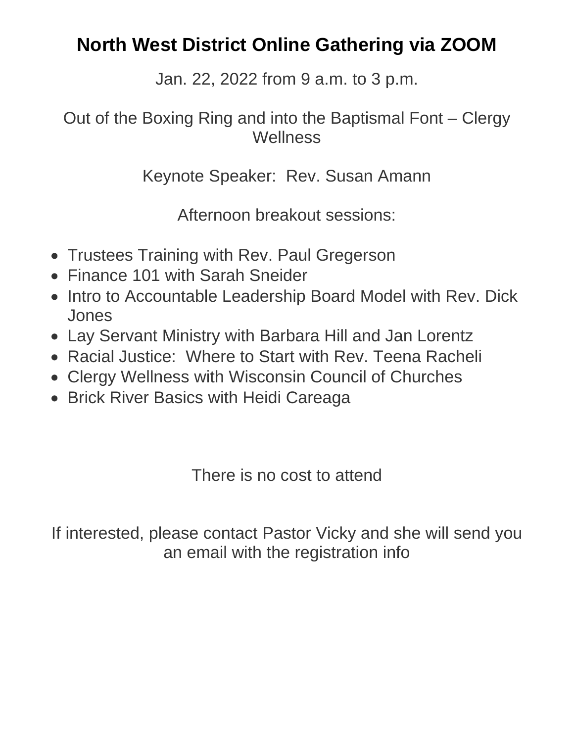# North West District Online Gathering via ZOOM

Jan. 22, 2022 from 9 a.m. to 3 p.m.

Out of the Boxing Ring and into the Baptismal Font – Clergy Wellness

Keynote Speaker: Rev. Susan Amann

Afternoon breakout sessions:

- Trustees Training with Rev. Paul Gregerson
- Finance 101 with Sarah Sneider
- Intro to Accountable Leadership Board Model with Rev. Dick Jones
- Lay Servant Ministry with Barbara Hill and Jan Lorentz
- Racial Justice: Where to Start with Rev. Teena Racheli
- Clergy Wellness with Wisconsin Council of Churches
- Brick River Basics with Heidi Careaga

There is no cost to attend

If interested, please contact Pastor Vicky and she will send you an email with the registration info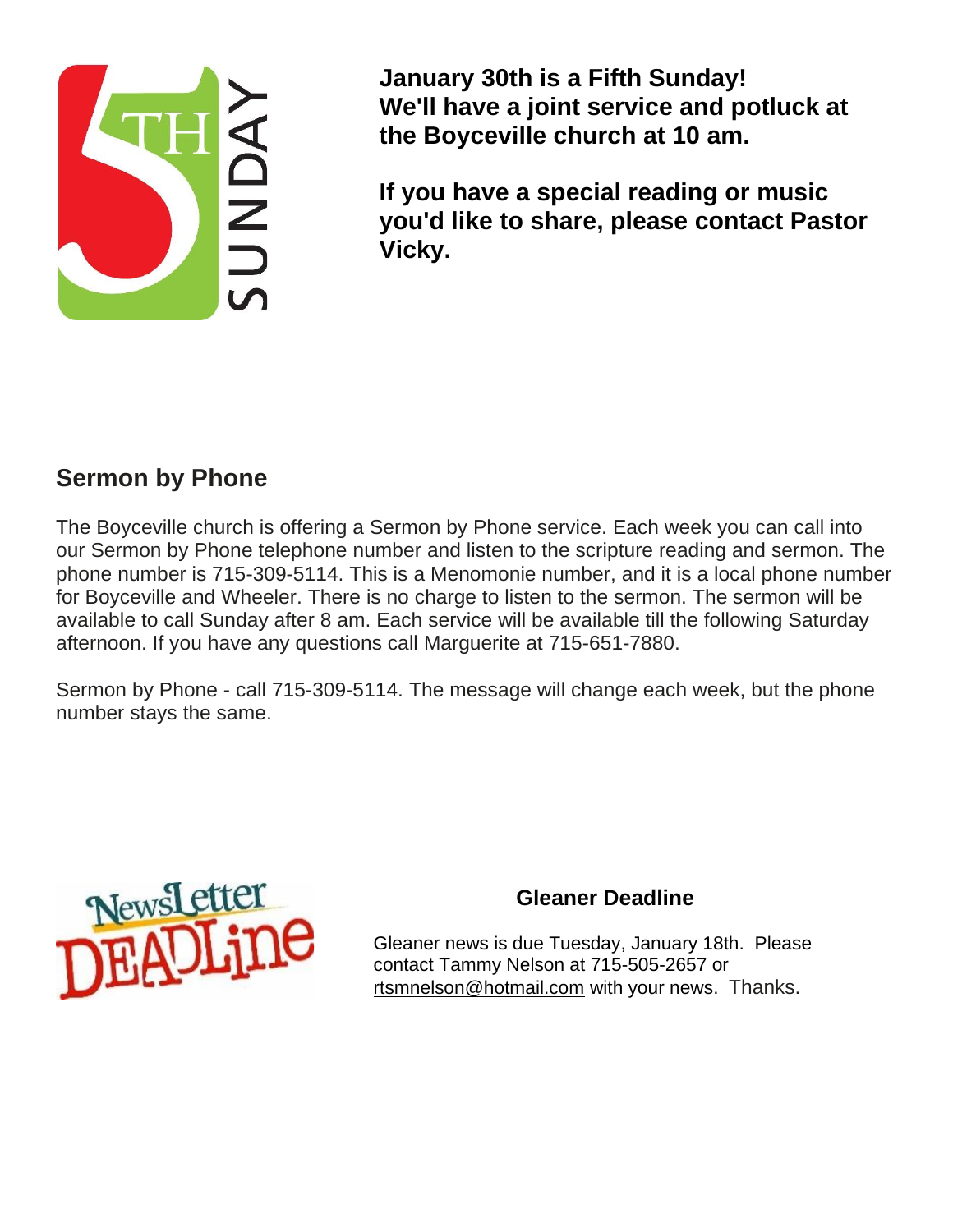**January 30th is a Fifth Sunday!**
**We'll have a joint service and potluck at the Boyceville church at 10 am.**

**If you have a special reading or music you'd like to share, please contact Pastor Vicky.**

## Sermon by Phone

The Boyceville church is offering a Sermon by Phone service. Each week you can call into our Sermon by Phone telephone number and listen to the scripture reading and sermon. The phone number is 715-309-5114. This is a Menomonie number, and it is a local phone number for Boyceville and Wheeler. There is no charge to listen to the sermon. The sermon will be available to call Sunday after 8 am. Each service will be available till the following Saturday afternoon. If you have any questions call Marguerite at 715-651-7880.

Sermon by Phone - call 715-309-5114. The message will change each week, but the phone number stays the same.

### Gleaner Deadline

Gleaner news is due Tuesday, January 18th. Please contact Tammy Nelson at 715-505-2657 or rtsmnelson@hotmail.com with your news. Thanks.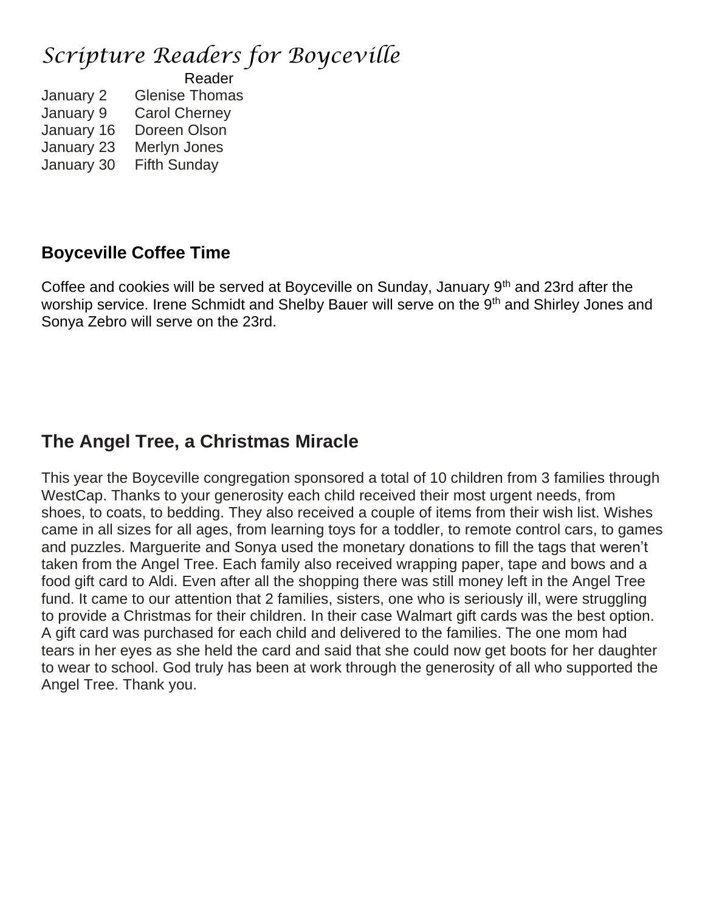# *Scripture Readers for Boyceville*

| | Reader |
|---|---|
| January 2 | Glenise Thomas |
| January 9 | Carol Cherney |
| January 16 | Doreen Olson |
| January 23 | Merlyn Jones |
| January 30 | Fifth Sunday |

## Boyceville Coffee Time

Coffee and cookies will be served at Boyceville on Sunday, January 9th and 23rd after the worship service. Irene Schmidt and Shelby Bauer will serve on the 9th and Shirley Jones and Sonya Zebro will serve on the 23rd.

## The Angel Tree, a Christmas Miracle

This year the Boyceville congregation sponsored a total of 10 children from 3 families through WestCap. Thanks to your generosity each child received their most urgent needs, from shoes, to coats, to bedding. They also received a couple of items from their wish list. Wishes came in all sizes for all ages, from learning toys for a toddler, to remote control cars, to games and puzzles. Marguerite and Sonya used the monetary donations to fill the tags that weren't taken from the Angel Tree. Each family also received wrapping paper, tape and bows and a food gift card to Aldi. Even after all the shopping there was still money left in the Angel Tree fund. It came to our attention that 2 families, sisters, one who is seriously ill, were struggling to provide a Christmas for their children. In their case Walmart gift cards was the best option. A gift card was purchased for each child and delivered to the families. The one mom had tears in her eyes as she held the card and said that she could now get boots for her daughter to wear to school. God truly has been at work through the generosity of all who supported the Angel Tree. Thank you.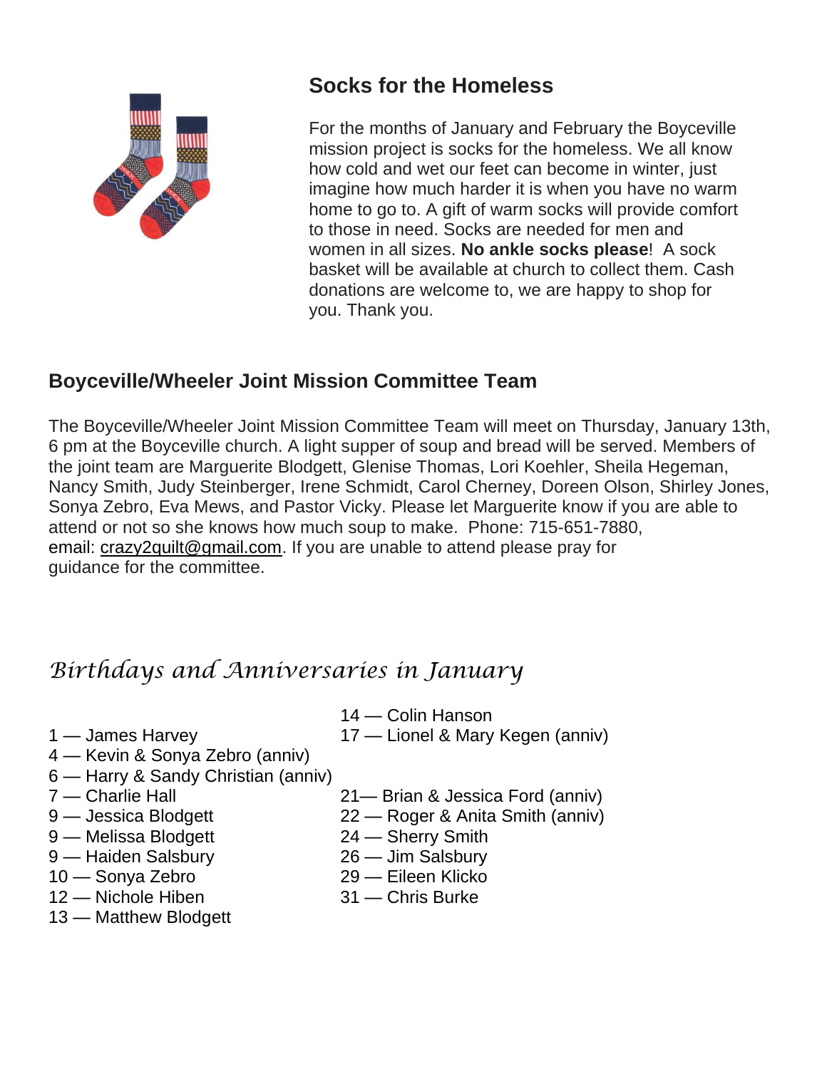## Socks for the Homeless

For the months of January and February the Boyceville mission project is socks for the homeless. We all know how cold and wet our feet can become in winter, just imagine how much harder it is when you have no warm home to go to. A gift of warm socks will provide comfort to those in need. Socks are needed for men and women in all sizes. **No ankle socks please**! A sock basket will be available at church to collect them. Cash donations are welcome to, we are happy to shop for you. Thank you.

## Boyceville/Wheeler Joint Mission Committee Team

The Boyceville/Wheeler Joint Mission Committee Team will meet on Thursday, January 13th, 6 pm at the Boyceville church. A light supper of soup and bread will be served. Members of the joint team are Marguerite Blodgett, Glenise Thomas, Lori Koehler, Sheila Hegeman, Nancy Smith, Judy Steinberger, Irene Schmidt, Carol Cherney, Doreen Olson, Shirley Jones, Sonya Zebro, Eva Mews, and Pastor Vicky. Please let Marguerite know if you are able to attend or not so she knows how much soup to make. Phone: 715-651-7880, email: crazy2quilt@gmail.com. If you are unable to attend please pray for guidance for the committee.

## *Birthdays and Anniversaries in January*

1 — James Harvey
4 — Kevin & Sonya Zebro (anniv)
6 — Harry & Sandy Christian (anniv)
7 — Charlie Hall
9 — Jessica Blodgett
9 — Melissa Blodgett
9 — Haiden Salsbury
10 — Sonya Zebro
12 — Nichole Hiben
13 — Matthew Blodgett
14 — Colin Hanson
17 — Lionel & Mary Kegen (anniv)
21— Brian & Jessica Ford (anniv)
22 — Roger & Anita Smith (anniv)
24 — Sherry Smith
26 — Jim Salsbury
29 — Eileen Klicko
31 — Chris Burke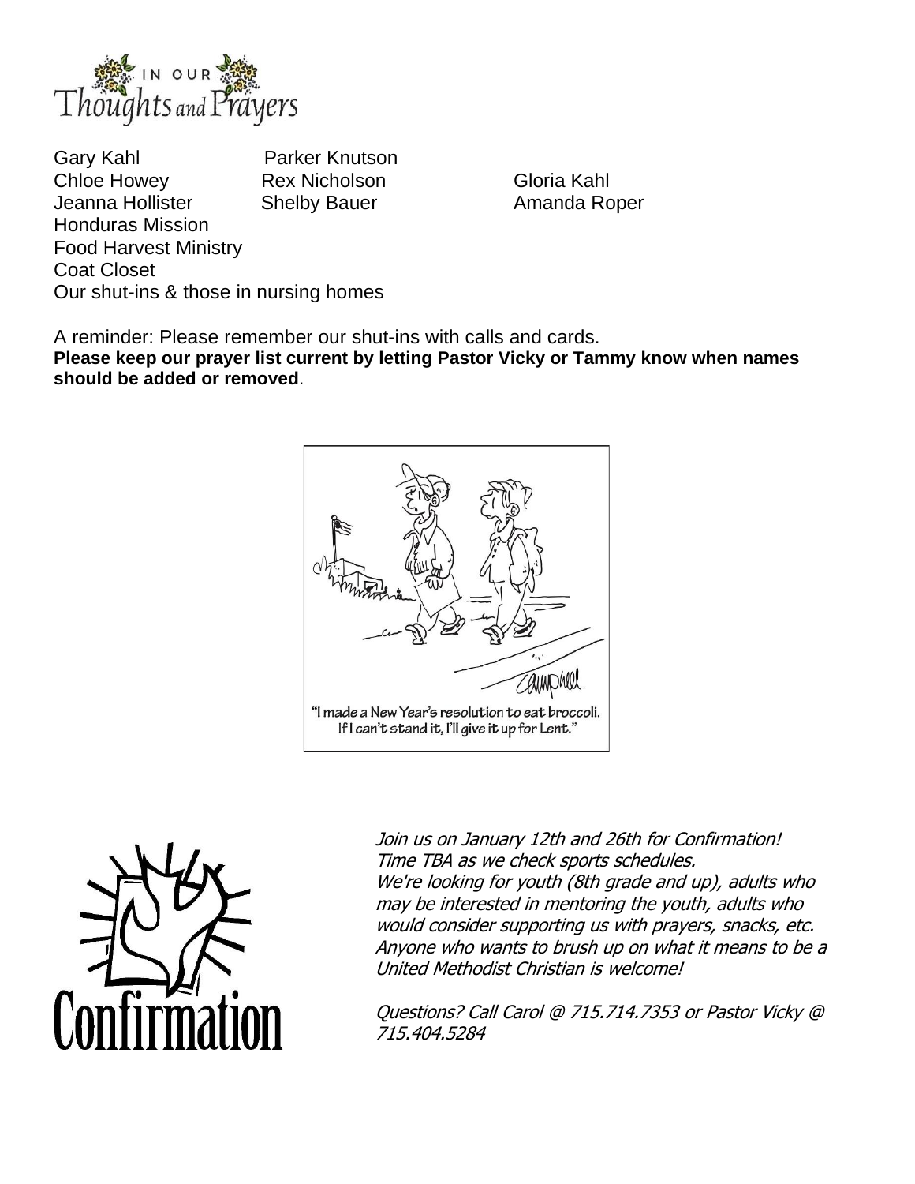# In Our Thoughts and Prayers

Gary Kahl
Parker Knutson
Chloe Howey
Rex Nicholson
Gloria Kahl
Jeanna Hollister
Shelby Bauer
Amanda Roper
Honduras Mission
Food Harvest Ministry
Coat Closet
Our shut-ins & those in nursing homes

A reminder: Please remember our shut-ins with calls and cards.
**Please keep our prayer list current by letting Pastor Vicky or Tammy know when names should be added or removed**.

"I made a New Year's resolution to eat broccoli. If I can't stand it, I'll give it up for Lent."

# Confirmation

*Join us on January 12th and 26th for Confirmation!*
*Time TBA as we check sports schedules.*
*We're looking for youth (8th grade and up), adults who may be interested in mentoring the youth, adults who would consider supporting us with prayers, snacks, etc. Anyone who wants to brush up on what it means to be a United Methodist Christian is welcome!*

*Questions? Call Carol @ 715.714.7353 or Pastor Vicky @ 715.404.5284*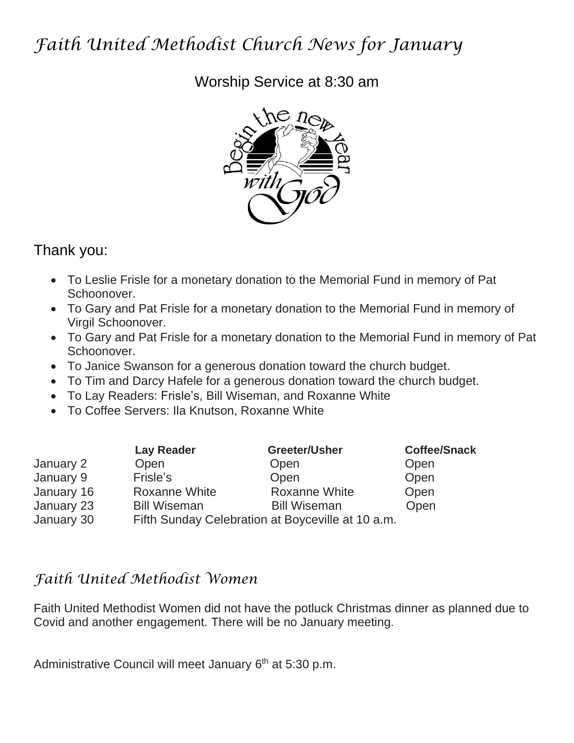# *Faith United Methodist Church News for January*

Worship Service at 8:30 am

## Thank you:

- To Leslie Frisle for a monetary donation to the Memorial Fund in memory of Pat Schoonover.
- To Gary and Pat Frisle for a monetary donation to the Memorial Fund in memory of Virgil Schoonover.
- To Gary and Pat Frisle for a monetary donation to the Memorial Fund in memory of Pat Schoonover.
- To Janice Swanson for a generous donation toward the church budget.
- To Tim and Darcy Hafele for a generous donation toward the church budget.
- To Lay Readers: Frisle's, Bill Wiseman, and Roxanne White
- To Coffee Servers: Ila Knutson, Roxanne White

| | **Lay Reader** | **Greeter/Usher** | **Coffee/Snack** |
|---|---|---|---|
| January 2 | Open | Open | Open |
| January 9 | Frisle's | Open | Open |
| January 16 | Roxanne White | Roxanne White | Open |
| January 23 | Bill Wiseman | Bill Wiseman | Open |
| January 30 | Fifth Sunday Celebration at Boyceville at 10 a.m. | | |

## *Faith United Methodist Women*

Faith United Methodist Women did not have the potluck Christmas dinner as planned due to Covid and another engagement. There will be no January meeting.

Administrative Council will meet January 6th at 5:30 p.m.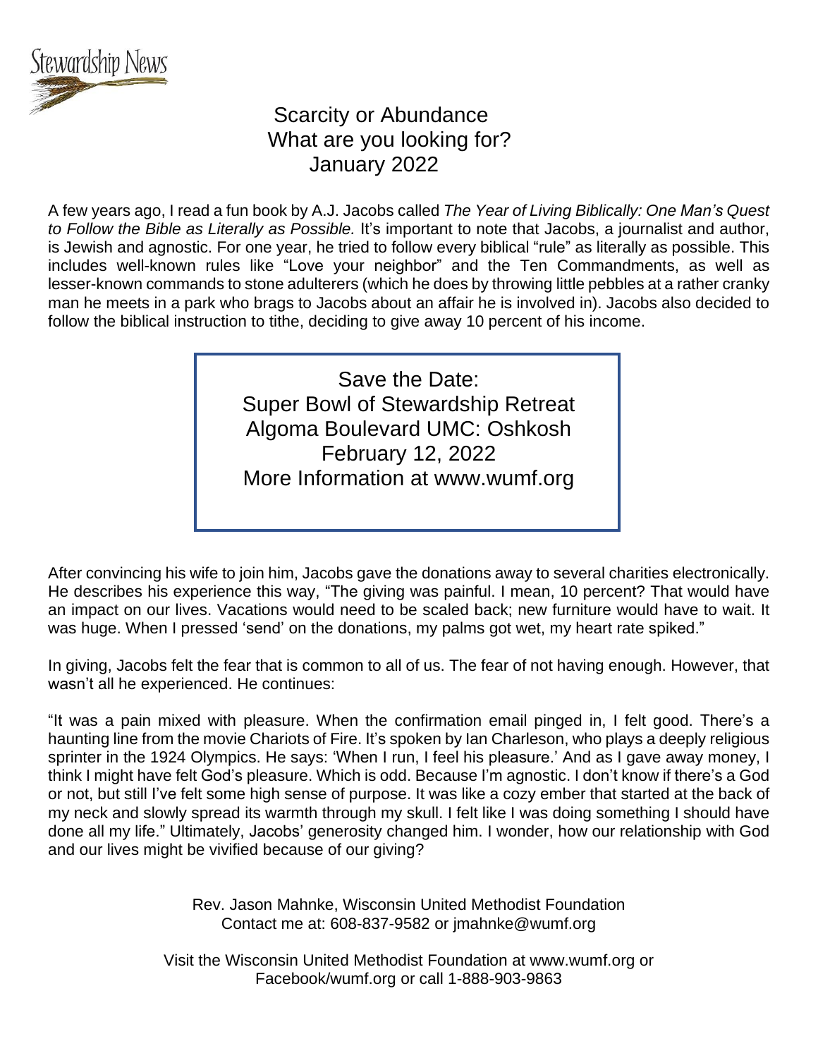Stewardship News

# Scarcity or Abundance
## What are you looking for?
### January 2022

A few years ago, I read a fun book by A.J. Jacobs called *The Year of Living Biblically: One Man's Quest to Follow the Bible as Literally as Possible.* It's important to note that Jacobs, a journalist and author, is Jewish and agnostic. For one year, he tried to follow every biblical "rule" as literally as possible. This includes well-known rules like "Love your neighbor" and the Ten Commandments, as well as lesser-known commands to stone adulterers (which he does by throwing little pebbles at a rather cranky man he meets in a park who brags to Jacobs about an affair he is involved in). Jacobs also decided to follow the biblical instruction to tithe, deciding to give away 10 percent of his income.

> Save the Date:
> Super Bowl of Stewardship Retreat
> Algoma Boulevard UMC: Oshkosh
> February 12, 2022
> More Information at www.wumf.org

After convincing his wife to join him, Jacobs gave the donations away to several charities electronically. He describes his experience this way, "The giving was painful. I mean, 10 percent? That would have an impact on our lives. Vacations would need to be scaled back; new furniture would have to wait. It was huge. When I pressed 'send' on the donations, my palms got wet, my heart rate spiked."

In giving, Jacobs felt the fear that is common to all of us. The fear of not having enough. However, that wasn't all he experienced. He continues:

"It was a pain mixed with pleasure. When the confirmation email pinged in, I felt good. There's a haunting line from the movie Chariots of Fire. It's spoken by Ian Charleson, who plays a deeply religious sprinter in the 1924 Olympics. He says: 'When I run, I feel his pleasure.' And as I gave away money, I think I might have felt God's pleasure. Which is odd. Because I'm agnostic. I don't know if there's a God or not, but still I've felt some high sense of purpose. It was like a cozy ember that started at the back of my neck and slowly spread its warmth through my skull. I felt like I was doing something I should have done all my life." Ultimately, Jacobs' generosity changed him. I wonder, how our relationship with God and our lives might be vivified because of our giving?

Rev. Jason Mahnke, Wisconsin United Methodist Foundation
Contact me at: 608-837-9582 or jmahnke@wumf.org

Visit the Wisconsin United Methodist Foundation at www.wumf.org or Facebook/wumf.org or call 1-888-903-9863